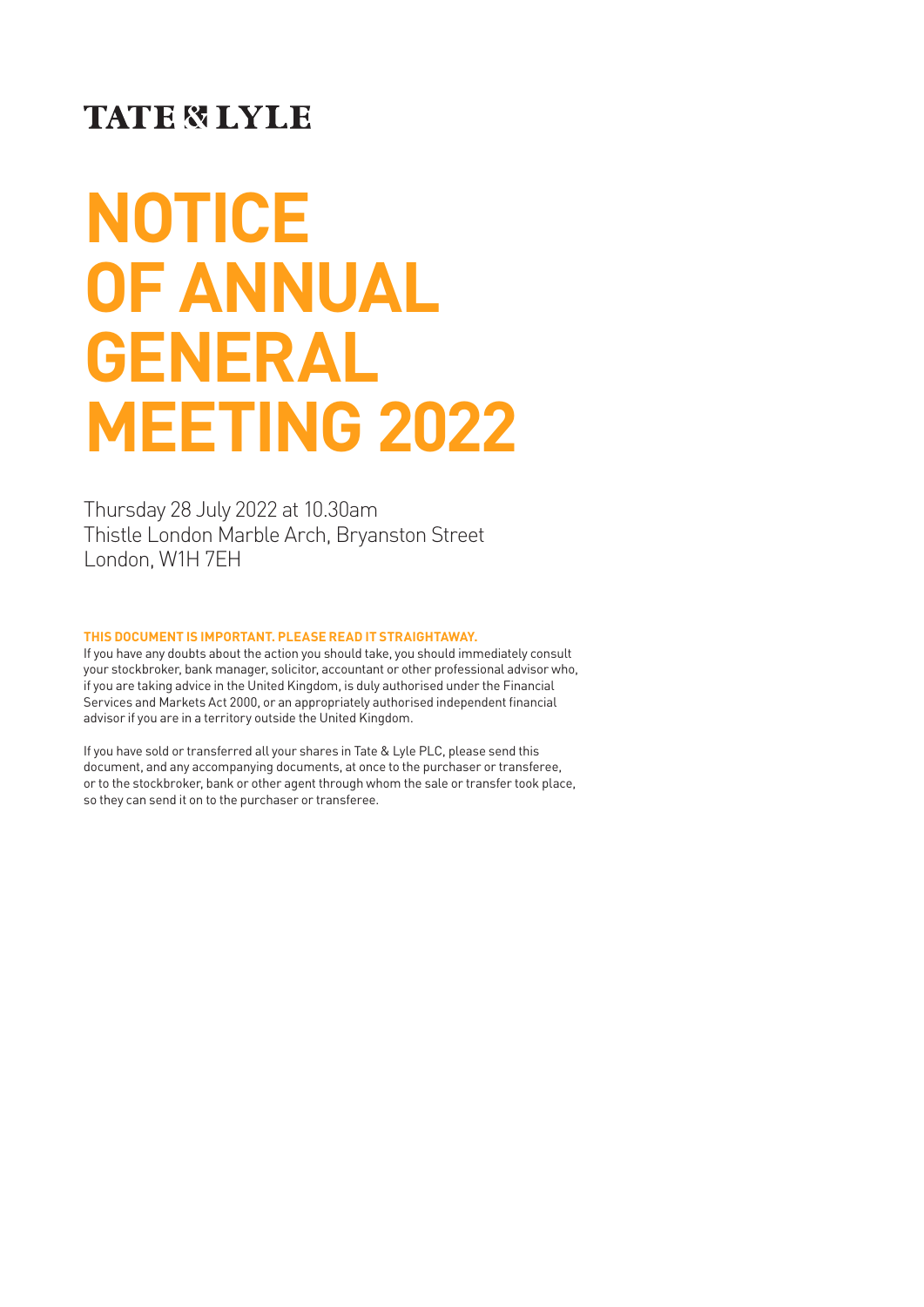TATE & LYLE

# NOTICE OF ANNUAL GENERAL MEETING 2022

Thursday 28 July 2022 at 10.30am
Thistle London Marble Arch, Bryanston Street
London, W1H 7EH

**THIS DOCUMENT IS IMPORTANT. PLEASE READ IT STRAIGHTAWAY.**

If you have any doubts about the action you should take, you should immediately consult your stockbroker, bank manager, solicitor, accountant or other professional advisor who, if you are taking advice in the United Kingdom, is duly authorised under the Financial Services and Markets Act 2000, or an appropriately authorised independent financial advisor if you are in a territory outside the United Kingdom.

If you have sold or transferred all your shares in Tate & Lyle PLC, please send this document, and any accompanying documents, at once to the purchaser or transferee, or to the stockbroker, bank or other agent through whom the sale or transfer took place, so they can send it on to the purchaser or transferee.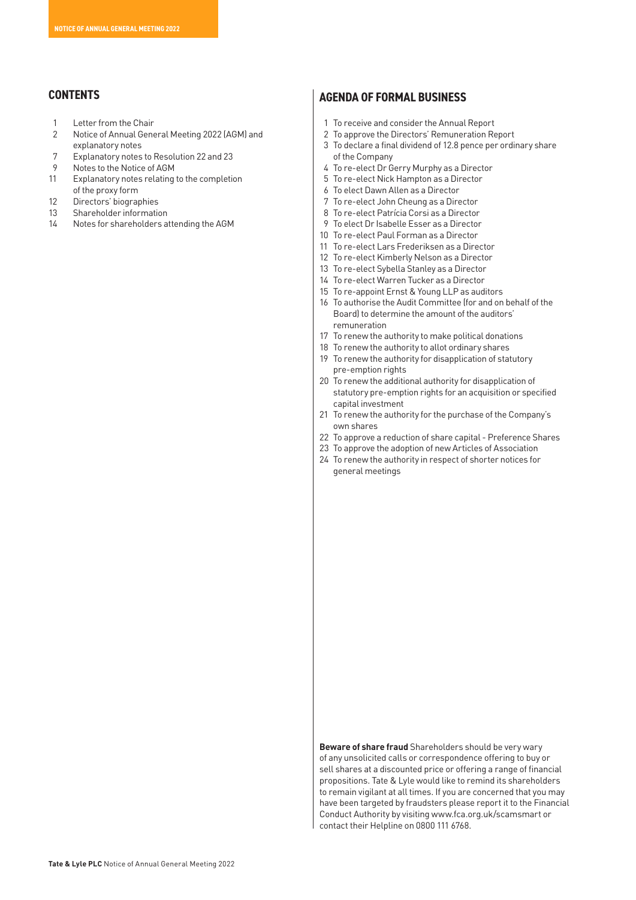## CONTENTS

- 1 Letter from the Chair
- 2 Notice of Annual General Meeting 2022 (AGM) and explanatory notes
- 7 Explanatory notes to Resolution 22 and 23
- 9 Notes to the Notice of AGM
- 11 Explanatory notes relating to the completion of the proxy form
- 12 Directors' biographies
- 13 Shareholder information
- 14 Notes for shareholders attending the AGM

## AGENDA OF FORMAL BUSINESS

1. To receive and consider the Annual Report
2. To approve the Directors' Remuneration Report
3. To declare a final dividend of 12.8 pence per ordinary share of the Company
4. To re-elect Dr Gerry Murphy as a Director
5. To re-elect Nick Hampton as a Director
6. To elect Dawn Allen as a Director
7. To re-elect John Cheung as a Director
8. To re-elect Patrícia Corsi as a Director
9. To elect Dr Isabelle Esser as a Director
10. To re-elect Paul Forman as a Director
11. To re-elect Lars Frederiksen as a Director
12. To re-elect Kimberly Nelson as a Director
13. To re-elect Sybella Stanley as a Director
14. To re-elect Warren Tucker as a Director
15. To re-appoint Ernst & Young LLP as auditors
16. To authorise the Audit Committee (for and on behalf of the Board) to determine the amount of the auditors' remuneration
17. To renew the authority to make political donations
18. To renew the authority to allot ordinary shares
19. To renew the authority for disapplication of statutory pre-emption rights
20. To renew the additional authority for disapplication of statutory pre-emption rights for an acquisition or specified capital investment
21. To renew the authority for the purchase of the Company's own shares
22. To approve a reduction of share capital - Preference Shares
23. To approve the adoption of new Articles of Association
24. To renew the authority in respect of shorter notices for general meetings

**Beware of share fraud** Shareholders should be very wary of any unsolicited calls or correspondence offering to buy or sell shares at a discounted price or offering a range of financial propositions. Tate & Lyle would like to remind its shareholders to remain vigilant at all times. If you are concerned that you may have been targeted by fraudsters please report it to the Financial Conduct Authority by visiting www.fca.org.uk/scamsmart or contact their Helpline on 0800 111 6768.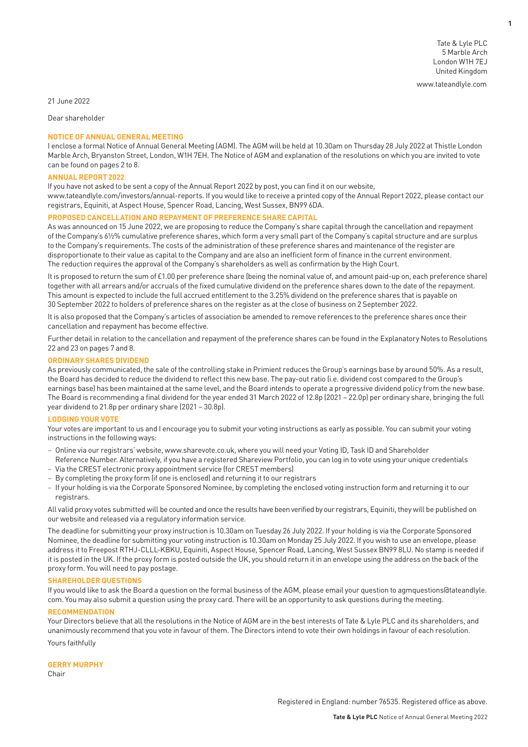Tate & Lyle PLC
5 Marble Arch
London W1H 7EJ
United Kingdom

www.tateandlyle.com

21 June 2022

Dear shareholder

## NOTICE OF ANNUAL GENERAL MEETING

I enclose a formal Notice of Annual General Meeting (AGM). The AGM will be held at 10.30am on Thursday 28 July 2022 at Thistle London Marble Arch, Bryanston Street, London, W1H 7EH. The Notice of AGM and explanation of the resolutions on which you are invited to vote can be found on pages 2 to 8.

## ANNUAL REPORT 2022

If you have not asked to be sent a copy of the Annual Report 2022 by post, you can find it on our website, www.tateandlyle.com/investors/annual-reports. If you would like to receive a printed copy of the Annual Report 2022, please contact our registrars, Equiniti, at Aspect House, Spencer Road, Lancing, West Sussex, BN99 6DA.

## PROPOSED CANCELLATION AND REPAYMENT OF PREFERENCE SHARE CAPITAL

As was announced on 15 June 2022, we are proposing to reduce the Company's share capital through the cancellation and repayment of the Company's 6½% cumulative preference shares, which form a very small part of the Company's capital structure and are surplus to the Company's requirements. The costs of the administration of these preference shares and maintenance of the register are disproportionate to their value as capital to the Company and are also an inefficient form of finance in the current environment. The reduction requires the approval of the Company's shareholders as well as confirmation by the High Court.

It is proposed to return the sum of £1.00 per preference share (being the nominal value of, and amount paid-up on, each preference share) together with all arrears and/or accruals of the fixed cumulative dividend on the preference shares down to the date of the repayment. This amount is expected to include the full accrued entitlement to the 3.25% dividend on the preference shares that is payable on 30 September 2022 to holders of preference shares on the register as at the close of business on 2 September 2022.

It is also proposed that the Company's articles of association be amended to remove references to the preference shares once their cancellation and repayment has become effective.

Further detail in relation to the cancellation and repayment of the preference shares can be found in the Explanatory Notes to Resolutions 22 and 23 on pages 7 and 8.

## ORDINARY SHARES DIVIDEND

As previously communicated, the sale of the controlling stake in Primient reduces the Group's earnings base by around 50%. As a result, the Board has decided to reduce the dividend to reflect this new base. The pay-out ratio (i.e. dividend cost compared to the Group's earnings base) has been maintained at the same level, and the Board intends to operate a progressive dividend policy from the new base. The Board is recommending a final dividend for the year ended 31 March 2022 of 12.8p (2021 – 22.0p) per ordinary share, bringing the full year dividend to 21.8p per ordinary share (2021 – 30.8p).

## LODGING YOUR VOTE

Your votes are important to us and I encourage you to submit your voting instructions as early as possible. You can submit your voting instructions in the following ways:

- Online via our registrars' website, www.sharevote.co.uk, where you will need your Voting ID, Task ID and Shareholder Reference Number. Alternatively, if you have a registered Shareview Portfolio, you can log in to vote using your unique credentials
- Via the CREST electronic proxy appointment service (for CREST members)
- By completing the proxy form (if one is enclosed) and returning it to our registrars
- If your holding is via the Corporate Sponsored Nominee, by completing the enclosed voting instruction form and returning it to our registrars.

All valid proxy votes submitted will be counted and once the results have been verified by our registrars, Equiniti, they will be published on our website and released via a regulatory information service.

The deadline for submitting your proxy instruction is 10.30am on Tuesday 26 July 2022. If your holding is via the Corporate Sponsored Nominee, the deadline for submitting your voting instruction is 10.30am on Monday 25 July 2022. If you wish to use an envelope, please address it to Freepost RTHJ-CLLL-KBKU, Equiniti, Aspect House, Spencer Road, Lancing, West Sussex BN99 8LU. No stamp is needed if it is posted in the UK. If the proxy form is posted outside the UK, you should return it in an envelope using the address on the back of the proxy form. You will need to pay postage.

## SHAREHOLDER QUESTIONS

If you would like to ask the Board a question on the formal business of the AGM, please email your question to agmquestions@tateandlyle.com. You may also submit a question using the proxy card. There will be an opportunity to ask questions during the meeting.

## RECOMMENDATION

Your Directors believe that all the resolutions in the Notice of AGM are in the best interests of Tate & Lyle PLC and its shareholders, and unanimously recommend that you vote in favour of them. The Directors intend to vote their own holdings in favour of each resolution.

Yours faithfully

**GERRY MURPHY**
Chair

Registered in England: number 76535. Registered office as above.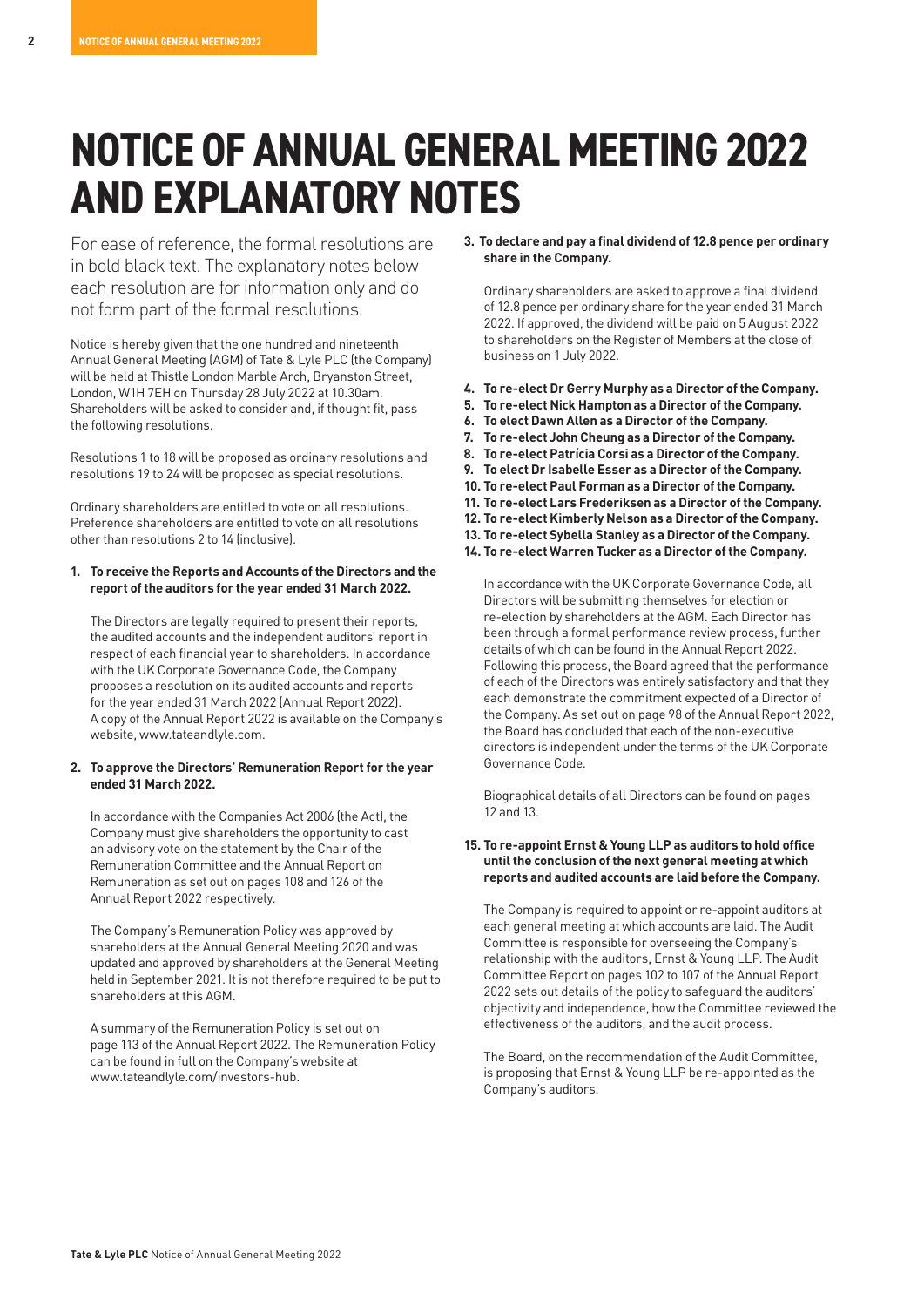# NOTICE OF ANNUAL GENERAL MEETING 2022 AND EXPLANATORY NOTES

For ease of reference, the formal resolutions are in bold black text. The explanatory notes below each resolution are for information only and do not form part of the formal resolutions.

Notice is hereby given that the one hundred and nineteenth Annual General Meeting (AGM) of Tate & Lyle PLC (the Company) will be held at Thistle London Marble Arch, Bryanston Street, London, W1H 7EH on Thursday 28 July 2022 at 10.30am. Shareholders will be asked to consider and, if thought fit, pass the following resolutions.

Resolutions 1 to 18 will be proposed as ordinary resolutions and resolutions 19 to 24 will be proposed as special resolutions.

Ordinary shareholders are entitled to vote on all resolutions. Preference shareholders are entitled to vote on all resolutions other than resolutions 2 to 14 (inclusive).

1. **To receive the Reports and Accounts of the Directors and the report of the auditors for the year ended 31 March 2022.**

   The Directors are legally required to present their reports, the audited accounts and the independent auditors' report in respect of each financial year to shareholders. In accordance with the UK Corporate Governance Code, the Company proposes a resolution on its audited accounts and reports for the year ended 31 March 2022 (Annual Report 2022). A copy of the Annual Report 2022 is available on the Company's website, www.tateandlyle.com.

2. **To approve the Directors' Remuneration Report for the year ended 31 March 2022.**

   In accordance with the Companies Act 2006 (the Act), the Company must give shareholders the opportunity to cast an advisory vote on the statement by the Chair of the Remuneration Committee and the Annual Report on Remuneration as set out on pages 108 and 126 of the Annual Report 2022 respectively.

   The Company's Remuneration Policy was approved by shareholders at the Annual General Meeting 2020 and was updated and approved by shareholders at the General Meeting held in September 2021. It is not therefore required to be put to shareholders at this AGM.

   A summary of the Remuneration Policy is set out on page 113 of the Annual Report 2022. The Remuneration Policy can be found in full on the Company's website at www.tateandlyle.com/investors-hub.

3. **To declare and pay a final dividend of 12.8 pence per ordinary share in the Company.**

   Ordinary shareholders are asked to approve a final dividend of 12.8 pence per ordinary share for the year ended 31 March 2022. If approved, the dividend will be paid on 5 August 2022 to shareholders on the Register of Members at the close of business on 1 July 2022.

4. **To re-elect Dr Gerry Murphy as a Director of the Company.**
5. **To re-elect Nick Hampton as a Director of the Company.**
6. **To elect Dawn Allen as a Director of the Company.**
7. **To re-elect John Cheung as a Director of the Company.**
8. **To re-elect Patrícia Corsi as a Director of the Company.**
9. **To elect Dr Isabelle Esser as a Director of the Company.**
10. **To re-elect Paul Forman as a Director of the Company.**
11. **To re-elect Lars Frederiksen as a Director of the Company.**
12. **To re-elect Kimberly Nelson as a Director of the Company.**
13. **To re-elect Sybella Stanley as a Director of the Company.**
14. **To re-elect Warren Tucker as a Director of the Company.**

    In accordance with the UK Corporate Governance Code, all Directors will be submitting themselves for election or re-election by shareholders at the AGM. Each Director has been through a formal performance review process, further details of which can be found in the Annual Report 2022. Following this process, the Board agreed that the performance of each of the Directors was entirely satisfactory and that they each demonstrate the commitment expected of a Director of the Company. As set out on page 98 of the Annual Report 2022, the Board has concluded that each of the non-executive directors is independent under the terms of the UK Corporate Governance Code.

    Biographical details of all Directors can be found on pages 12 and 13.

15. **To re-appoint Ernst & Young LLP as auditors to hold office until the conclusion of the next general meeting at which reports and audited accounts are laid before the Company.**

    The Company is required to appoint or re-appoint auditors at each general meeting at which accounts are laid. The Audit Committee is responsible for overseeing the Company's relationship with the auditors, Ernst & Young LLP. The Audit Committee Report on pages 102 to 107 of the Annual Report 2022 sets out details of the policy to safeguard the auditors' objectivity and independence, how the Committee reviewed the effectiveness of the auditors, and the audit process.

    The Board, on the recommendation of the Audit Committee, is proposing that Ernst & Young LLP be re-appointed as the Company's auditors.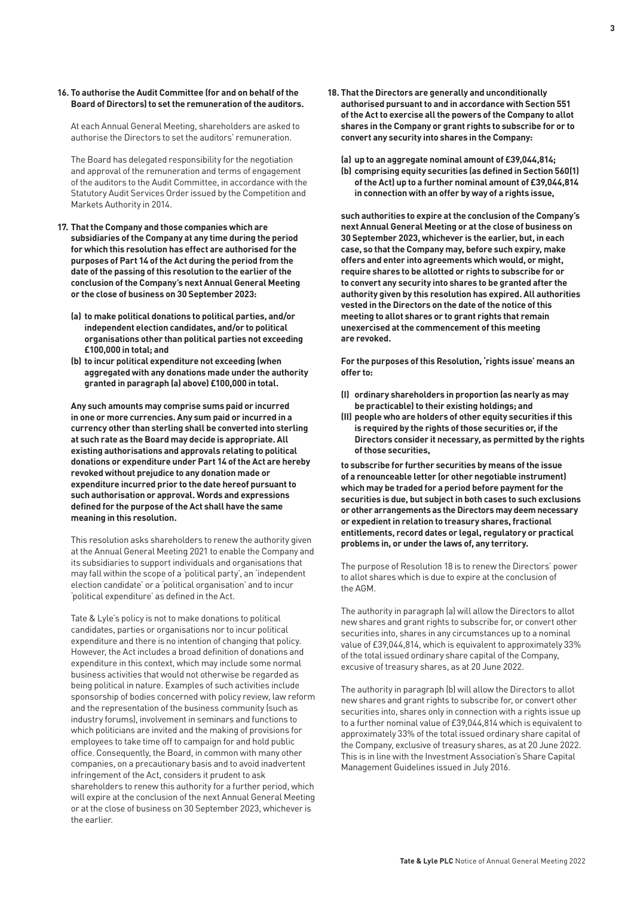**16. To authorise the Audit Committee (for and on behalf of the Board of Directors) to set the remuneration of the auditors.**

At each Annual General Meeting, shareholders are asked to authorise the Directors to set the auditors' remuneration.

The Board has delegated responsibility for the negotiation and approval of the remuneration and terms of engagement of the auditors to the Audit Committee, in accordance with the Statutory Audit Services Order issued by the Competition and Markets Authority in 2014.

**17. That the Company and those companies which are subsidiaries of the Company at any time during the period for which this resolution has effect are authorised for the purposes of Part 14 of the Act during the period from the date of the passing of this resolution to the earlier of the conclusion of the Company's next Annual General Meeting or the close of business on 30 September 2023:**

**(a) to make political donations to political parties, and/or independent election candidates, and/or to political organisations other than political parties not exceeding £100,000 in total; and**

**(b) to incur political expenditure not exceeding (when aggregated with any donations made under the authority granted in paragraph (a) above) £100,000 in total.**

**Any such amounts may comprise sums paid or incurred in one or more currencies. Any sum paid or incurred in a currency other than sterling shall be converted into sterling at such rate as the Board may decide is appropriate. All existing authorisations and approvals relating to political donations or expenditure under Part 14 of the Act are hereby revoked without prejudice to any donation made or expenditure incurred prior to the date hereof pursuant to such authorisation or approval. Words and expressions defined for the purpose of the Act shall have the same meaning in this resolution.**

This resolution asks shareholders to renew the authority given at the Annual General Meeting 2021 to enable the Company and its subsidiaries to support individuals and organisations that may fall within the scope of a 'political party', an 'independent election candidate' or a 'political organisation' and to incur 'political expenditure' as defined in the Act.

Tate & Lyle's policy is not to make donations to political candidates, parties or organisations nor to incur political expenditure and there is no intention of changing that policy. However, the Act includes a broad definition of donations and expenditure in this context, which may include some normal business activities that would not otherwise be regarded as being political in nature. Examples of such activities include sponsorship of bodies concerned with policy review, law reform and the representation of the business community (such as industry forums), involvement in seminars and functions to which politicians are invited and the making of provisions for employees to take time off to campaign for and hold public office. Consequently, the Board, in common with many other companies, on a precautionary basis and to avoid inadvertent infringement of the Act, considers it prudent to ask shareholders to renew this authority for a further period, which will expire at the conclusion of the next Annual General Meeting or at the close of business on 30 September 2023, whichever is the earlier.

**18. That the Directors are generally and unconditionally authorised pursuant to and in accordance with Section 551 of the Act to exercise all the powers of the Company to allot shares in the Company or grant rights to subscribe for or to convert any security into shares in the Company:**

**(a) up to an aggregate nominal amount of £39,044,814;**

**(b) comprising equity securities (as defined in Section 560(1) of the Act) up to a further nominal amount of £39,044,814 in connection with an offer by way of a rights issue,**

**such authorities to expire at the conclusion of the Company's next Annual General Meeting or at the close of business on 30 September 2023, whichever is the earlier, but, in each case, so that the Company may, before such expiry, make offers and enter into agreements which would, or might, require shares to be allotted or rights to subscribe for or to convert any security into shares to be granted after the authority given by this resolution has expired. All authorities vested in the Directors on the date of the notice of this meeting to allot shares or to grant rights that remain unexercised at the commencement of this meeting are revoked.**

**For the purposes of this Resolution, 'rights issue' means an offer to:**

**(I) ordinary shareholders in proportion (as nearly as may be practicable) to their existing holdings; and**

**(II) people who are holders of other equity securities if this is required by the rights of those securities or, if the Directors consider it necessary, as permitted by the rights of those securities,**

**to subscribe for further securities by means of the issue of a renounceable letter (or other negotiable instrument) which may be traded for a period before payment for the securities is due, but subject in both cases to such exclusions or other arrangements as the Directors may deem necessary or expedient in relation to treasury shares, fractional entitlements, record dates or legal, regulatory or practical problems in, or under the laws of, any territory.**

The purpose of Resolution 18 is to renew the Directors' power to allot shares which is due to expire at the conclusion of the AGM.

The authority in paragraph (a) will allow the Directors to allot new shares and grant rights to subscribe for, or convert other securities into, shares in any circumstances up to a nominal value of £39,044,814, which is equivalent to approximately 33% of the total issued ordinary share capital of the Company, excusive of treasury shares, as at 20 June 2022.

The authority in paragraph (b) will allow the Directors to allot new shares and grant rights to subscribe for, or convert other securities into, shares only in connection with a rights issue up to a further nominal value of £39,044,814 which is equivalent to approximately 33% of the total issued ordinary share capital of the Company, exclusive of treasury shares, as at 20 June 2022. This is in line with the Investment Association's Share Capital Management Guidelines issued in July 2016.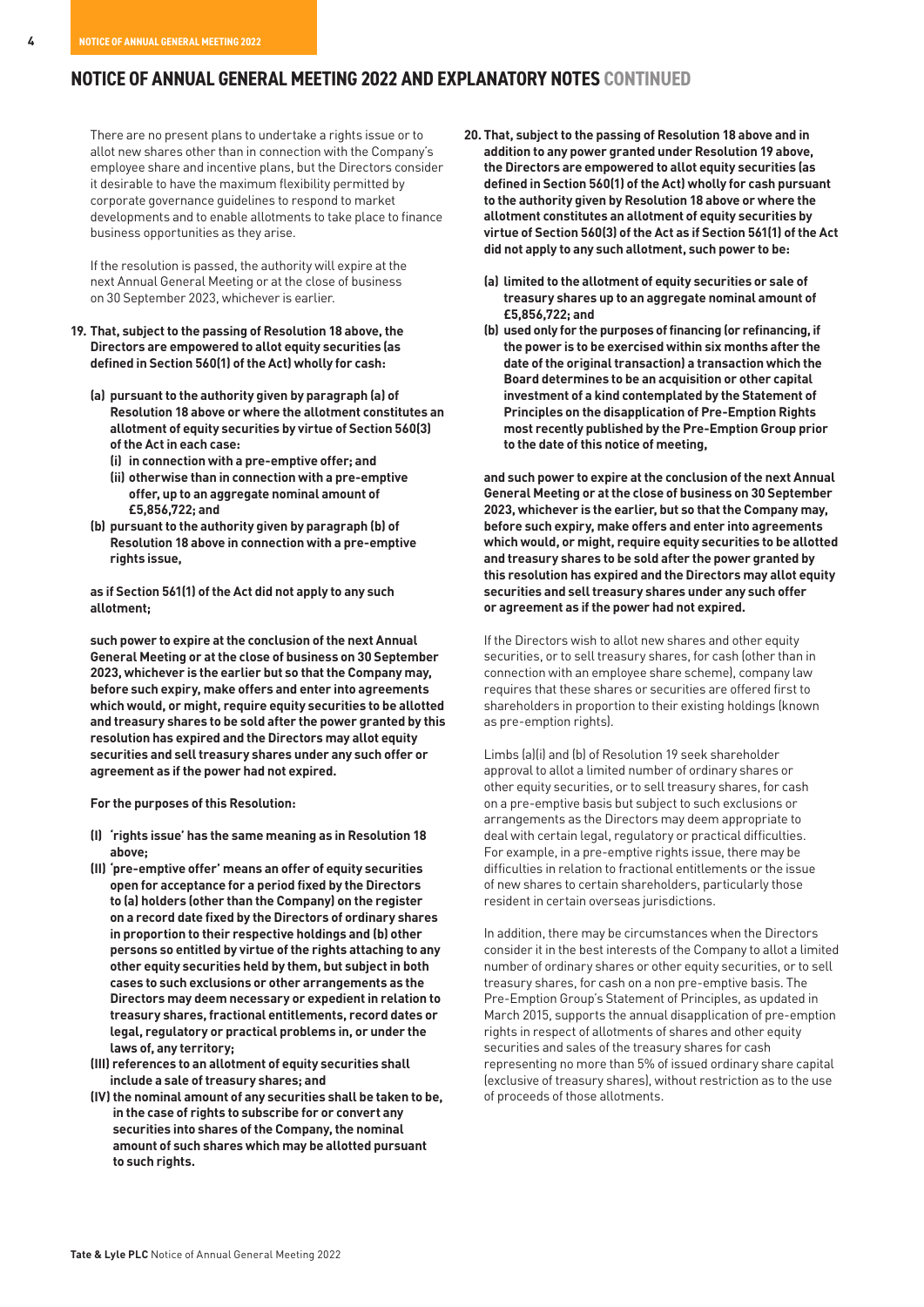## NOTICE OF ANNUAL GENERAL MEETING 2022 AND EXPLANATORY NOTES CONTINUED

There are no present plans to undertake a rights issue or to allot new shares other than in connection with the Company's employee share and incentive plans, but the Directors consider it desirable to have the maximum flexibility permitted by corporate governance guidelines to respond to market developments and to enable allotments to take place to finance business opportunities as they arise.

If the resolution is passed, the authority will expire at the next Annual General Meeting or at the close of business on 30 September 2023, whichever is earlier.

**19. That, subject to the passing of Resolution 18 above, the Directors are empowered to allot equity securities (as defined in Section 560(1) of the Act) wholly for cash:**

**(a) pursuant to the authority given by paragraph (a) of Resolution 18 above or where the allotment constitutes an allotment of equity securities by virtue of Section 560(3) of the Act in each case:**

**(i) in connection with a pre-emptive offer; and**

**(ii) otherwise than in connection with a pre-emptive offer, up to an aggregate nominal amount of £5,856,722; and**

**(b) pursuant to the authority given by paragraph (b) of Resolution 18 above in connection with a pre-emptive rights issue,**

**as if Section 561(1) of the Act did not apply to any such allotment;**

**such power to expire at the conclusion of the next Annual General Meeting or at the close of business on 30 September 2023, whichever is the earlier but so that the Company may, before such expiry, make offers and enter into agreements which would, or might, require equity securities to be allotted and treasury shares to be sold after the power granted by this resolution has expired and the Directors may allot equity securities and sell treasury shares under any such offer or agreement as if the power had not expired.**

**For the purposes of this Resolution:**

**(I) 'rights issue' has the same meaning as in Resolution 18 above;**

**(II) 'pre-emptive offer' means an offer of equity securities open for acceptance for a period fixed by the Directors to (a) holders (other than the Company) on the register on a record date fixed by the Directors of ordinary shares in proportion to their respective holdings and (b) other persons so entitled by virtue of the rights attaching to any other equity securities held by them, but subject in both cases to such exclusions or other arrangements as the Directors may deem necessary or expedient in relation to treasury shares, fractional entitlements, record dates or legal, regulatory or practical problems in, or under the laws of, any territory;**

**(III) references to an allotment of equity securities shall include a sale of treasury shares; and**

**(IV) the nominal amount of any securities shall be taken to be, in the case of rights to subscribe for or convert any securities into shares of the Company, the nominal amount of such shares which may be allotted pursuant to such rights.**

**20. That, subject to the passing of Resolution 18 above and in addition to any power granted under Resolution 19 above, the Directors are empowered to allot equity securities (as defined in Section 560(1) of the Act) wholly for cash pursuant to the authority given by Resolution 18 above or where the allotment constitutes an allotment of equity securities by virtue of Section 560(3) of the Act as if Section 561(1) of the Act did not apply to any such allotment, such power to be:**

**(a) limited to the allotment of equity securities or sale of treasury shares up to an aggregate nominal amount of £5,856,722; and**

**(b) used only for the purposes of financing (or refinancing, if the power is to be exercised within six months after the date of the original transaction) a transaction which the Board determines to be an acquisition or other capital investment of a kind contemplated by the Statement of Principles on the disapplication of Pre-Emption Rights most recently published by the Pre-Emption Group prior to the date of this notice of meeting,**

**and such power to expire at the conclusion of the next Annual General Meeting or at the close of business on 30 September 2023, whichever is the earlier, but so that the Company may, before such expiry, make offers and enter into agreements which would, or might, require equity securities to be allotted and treasury shares to be sold after the power granted by this resolution has expired and the Directors may allot equity securities and sell treasury shares under any such offer or agreement as if the power had not expired.**

If the Directors wish to allot new shares and other equity securities, or to sell treasury shares, for cash (other than in connection with an employee share scheme), company law requires that these shares or securities are offered first to shareholders in proportion to their existing holdings (known as pre-emption rights).

Limbs (a)(i) and (b) of Resolution 19 seek shareholder approval to allot a limited number of ordinary shares or other equity securities, or to sell treasury shares, for cash on a pre-emptive basis but subject to such exclusions or arrangements as the Directors may deem appropriate to deal with certain legal, regulatory or practical difficulties. For example, in a pre-emptive rights issue, there may be difficulties in relation to fractional entitlements or the issue of new shares to certain shareholders, particularly those resident in certain overseas jurisdictions.

In addition, there may be circumstances when the Directors consider it in the best interests of the Company to allot a limited number of ordinary shares or other equity securities, or to sell treasury shares, for cash on a non pre-emptive basis. The Pre-Emption Group's Statement of Principles, as updated in March 2015, supports the annual disapplication of pre-emption rights in respect of allotments of shares and other equity securities and sales of the treasury shares for cash representing no more than 5% of issued ordinary share capital (exclusive of treasury shares), without restriction as to the use of proceeds of those allotments.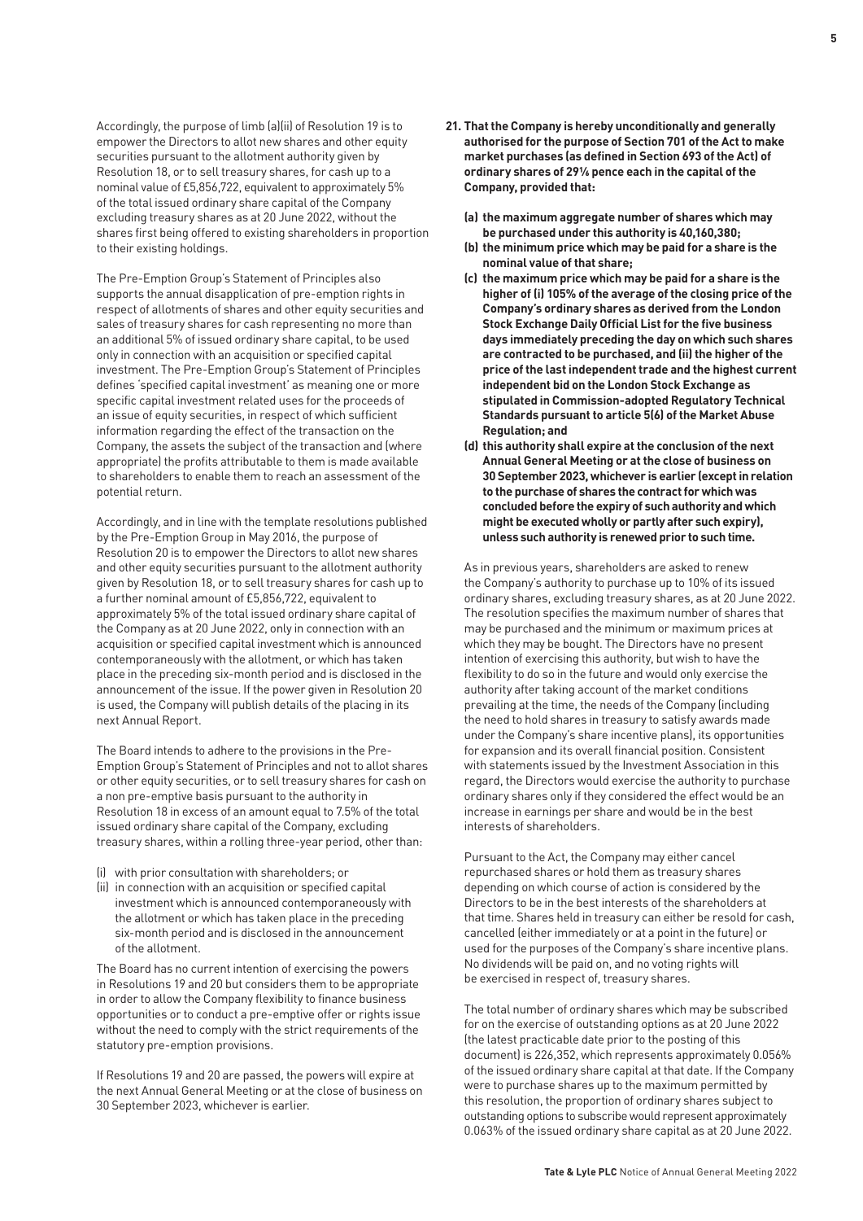Accordingly, the purpose of limb (a)(ii) of Resolution 19 is to empower the Directors to allot new shares and other equity securities pursuant to the allotment authority given by Resolution 18, or to sell treasury shares, for cash up to a nominal value of £5,856,722, equivalent to approximately 5% of the total issued ordinary share capital of the Company excluding treasury shares as at 20 June 2022, without the shares first being offered to existing shareholders in proportion to their existing holdings.

The Pre-Emption Group's Statement of Principles also supports the annual disapplication of pre-emption rights in respect of allotments of shares and other equity securities and sales of treasury shares for cash representing no more than an additional 5% of issued ordinary share capital, to be used only in connection with an acquisition or specified capital investment. The Pre-Emption Group's Statement of Principles defines 'specified capital investment' as meaning one or more specific capital investment related uses for the proceeds of an issue of equity securities, in respect of which sufficient information regarding the effect of the transaction on the Company, the assets the subject of the transaction and (where appropriate) the profits attributable to them is made available to shareholders to enable them to reach an assessment of the potential return.

Accordingly, and in line with the template resolutions published by the Pre-Emption Group in May 2016, the purpose of Resolution 20 is to empower the Directors to allot new shares and other equity securities pursuant to the allotment authority given by Resolution 18, or to sell treasury shares for cash up to a further nominal amount of £5,856,722, equivalent to approximately 5% of the total issued ordinary share capital of the Company as at 20 June 2022, only in connection with an acquisition or specified capital investment which is announced contemporaneously with the allotment, or which has taken place in the preceding six-month period and is disclosed in the announcement of the issue. If the power given in Resolution 20 is used, the Company will publish details of the placing in its next Annual Report.

The Board intends to adhere to the provisions in the Pre-Emption Group's Statement of Principles and not to allot shares or other equity securities, or to sell treasury shares for cash on a non pre-emptive basis pursuant to the authority in Resolution 18 in excess of an amount equal to 7.5% of the total issued ordinary share capital of the Company, excluding treasury shares, within a rolling three-year period, other than:

(i) with prior consultation with shareholders; or
(ii) in connection with an acquisition or specified capital investment which is announced contemporaneously with the allotment or which has taken place in the preceding six-month period and is disclosed in the announcement of the allotment.

The Board has no current intention of exercising the powers in Resolutions 19 and 20 but considers them to be appropriate in order to allow the Company flexibility to finance business opportunities or to conduct a pre-emptive offer or rights issue without the need to comply with the strict requirements of the statutory pre-emption provisions.

If Resolutions 19 and 20 are passed, the powers will expire at the next Annual General Meeting or at the close of business on 30 September 2023, whichever is earlier.

**21. That the Company is hereby unconditionally and generally authorised for the purpose of Section 701 of the Act to make market purchases (as defined in Section 693 of the Act) of ordinary shares of 29¼ pence each in the capital of the Company, provided that:**

**(a) the maximum aggregate number of shares which may be purchased under this authority is 40,160,380;**

**(b) the minimum price which may be paid for a share is the nominal value of that share;**

**(c) the maximum price which may be paid for a share is the higher of (i) 105% of the average of the closing price of the Company's ordinary shares as derived from the London Stock Exchange Daily Official List for the five business days immediately preceding the day on which such shares are contracted to be purchased, and (ii) the higher of the price of the last independent trade and the highest current independent bid on the London Stock Exchange as stipulated in Commission-adopted Regulatory Technical Standards pursuant to article 5(6) of the Market Abuse Regulation; and**

**(d) this authority shall expire at the conclusion of the next Annual General Meeting or at the close of business on 30 September 2023, whichever is earlier (except in relation to the purchase of shares the contract for which was concluded before the expiry of such authority and which might be executed wholly or partly after such expiry), unless such authority is renewed prior to such time.**

As in previous years, shareholders are asked to renew the Company's authority to purchase up to 10% of its issued ordinary shares, excluding treasury shares, as at 20 June 2022. The resolution specifies the maximum number of shares that may be purchased and the minimum or maximum prices at which they may be bought. The Directors have no present intention of exercising this authority, but wish to have the flexibility to do so in the future and would only exercise the authority after taking account of the market conditions prevailing at the time, the needs of the Company (including the need to hold shares in treasury to satisfy awards made under the Company's share incentive plans), its opportunities for expansion and its overall financial position. Consistent with statements issued by the Investment Association in this regard, the Directors would exercise the authority to purchase ordinary shares only if they considered the effect would be an increase in earnings per share and would be in the best interests of shareholders.

Pursuant to the Act, the Company may either cancel repurchased shares or hold them as treasury shares depending on which course of action is considered by the Directors to be in the best interests of the shareholders at that time. Shares held in treasury can either be resold for cash, cancelled (either immediately or at a point in the future) or used for the purposes of the Company's share incentive plans. No dividends will be paid on, and no voting rights will be exercised in respect of, treasury shares.

The total number of ordinary shares which may be subscribed for on the exercise of outstanding options as at 20 June 2022 (the latest practicable date prior to the posting of this document) is 226,352, which represents approximately 0.056% of the issued ordinary share capital at that date. If the Company were to purchase shares up to the maximum permitted by this resolution, the proportion of ordinary shares subject to outstanding options to subscribe would represent approximately 0.063% of the issued ordinary share capital as at 20 June 2022.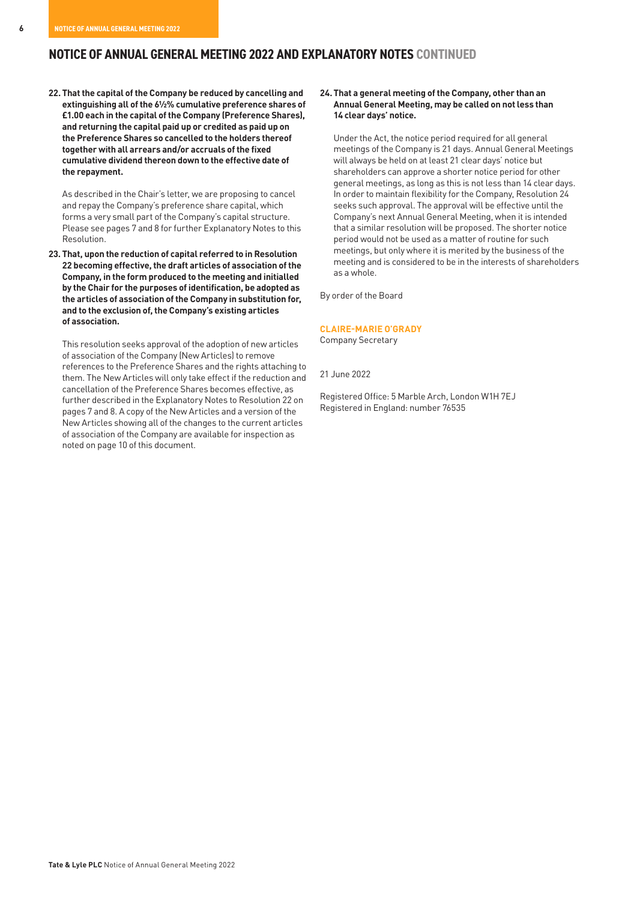## NOTICE OF ANNUAL GENERAL MEETING 2022 AND EXPLANATORY NOTES CONTINUED

**22. That the capital of the Company be reduced by cancelling and extinguishing all of the 6½% cumulative preference shares of £1.00 each in the capital of the Company (Preference Shares), and returning the capital paid up or credited as paid up on the Preference Shares so cancelled to the holders thereof together with all arrears and/or accruals of the fixed cumulative dividend thereon down to the effective date of the repayment.**

As described in the Chair's letter, we are proposing to cancel and repay the Company's preference share capital, which forms a very small part of the Company's capital structure. Please see pages 7 and 8 for further Explanatory Notes to this Resolution.

**23. That, upon the reduction of capital referred to in Resolution 22 becoming effective, the draft articles of association of the Company, in the form produced to the meeting and initialled by the Chair for the purposes of identification, be adopted as the articles of association of the Company in substitution for, and to the exclusion of, the Company's existing articles of association.**

This resolution seeks approval of the adoption of new articles of association of the Company (New Articles) to remove references to the Preference Shares and the rights attaching to them. The New Articles will only take effect if the reduction and cancellation of the Preference Shares becomes effective, as further described in the Explanatory Notes to Resolution 22 on pages 7 and 8. A copy of the New Articles and a version of the New Articles showing all of the changes to the current articles of association of the Company are available for inspection as noted on page 10 of this document.

**24. That a general meeting of the Company, other than an Annual General Meeting, may be called on not less than 14 clear days' notice.**

Under the Act, the notice period required for all general meetings of the Company is 21 days. Annual General Meetings will always be held on at least 21 clear days' notice but shareholders can approve a shorter notice period for other general meetings, as long as this is not less than 14 clear days. In order to maintain flexibility for the Company, Resolution 24 seeks such approval. The approval will be effective until the Company's next Annual General Meeting, when it is intended that a similar resolution will be proposed. The shorter notice period would not be used as a matter of routine for such meetings, but only where it is merited by the business of the meeting and is considered to be in the interests of shareholders as a whole.

By order of the Board

**CLAIRE-MARIE O'GRADY**
Company Secretary

21 June 2022

Registered Office: 5 Marble Arch, London W1H 7EJ
Registered in England: number 76535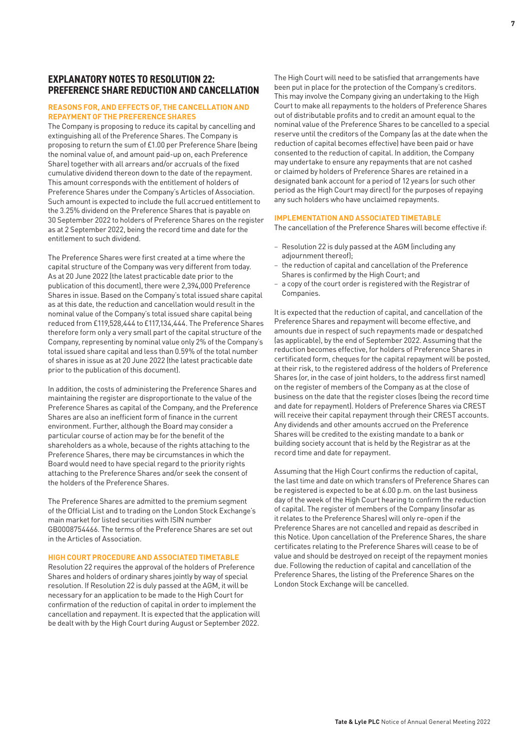## EXPLANATORY NOTES TO RESOLUTION 22: PREFERENCE SHARE REDUCTION AND CANCELLATION

### REASONS FOR, AND EFFECTS OF, THE CANCELLATION AND REPAYMENT OF THE PREFERENCE SHARES

The Company is proposing to reduce its capital by cancelling and extinguishing all of the Preference Shares. The Company is proposing to return the sum of £1.00 per Preference Share (being the nominal value of, and amount paid-up on, each Preference Share) together with all arrears and/or accruals of the fixed cumulative dividend thereon down to the date of the repayment. This amount corresponds with the entitlement of holders of Preference Shares under the Company's Articles of Association. Such amount is expected to include the full accrued entitlement to the 3.25% dividend on the Preference Shares that is payable on 30 September 2022 to holders of Preference Shares on the register as at 2 September 2022, being the record time and date for the entitlement to such dividend.

The Preference Shares were first created at a time where the capital structure of the Company was very different from today. As at 20 June 2022 (the latest practicable date prior to the publication of this document), there were 2,394,000 Preference Shares in issue. Based on the Company's total issued share capital as at this date, the reduction and cancellation would result in the nominal value of the Company's total issued share capital being reduced from £119,528,444 to £117,134,444. The Preference Shares therefore form only a very small part of the capital structure of the Company, representing by nominal value only 2% of the Company's total issued share capital and less than 0.59% of the total number of shares in issue as at 20 June 2022 (the latest practicable date prior to the publication of this document).

In addition, the costs of administering the Preference Shares and maintaining the register are disproportionate to the value of the Preference Shares as capital of the Company, and the Preference Shares are also an inefficient form of finance in the current environment. Further, although the Board may consider a particular course of action may be for the benefit of the shareholders as a whole, because of the rights attaching to the Preference Shares, there may be circumstances in which the Board would need to have special regard to the priority rights attaching to the Preference Shares and/or seek the consent of the holders of the Preference Shares.

The Preference Shares are admitted to the premium segment of the Official List and to trading on the London Stock Exchange's main market for listed securities with ISIN number GB0008754466. The terms of the Preference Shares are set out in the Articles of Association.

### HIGH COURT PROCEDURE AND ASSOCIATED TIMETABLE

Resolution 22 requires the approval of the holders of Preference Shares and holders of ordinary shares jointly by way of special resolution. If Resolution 22 is duly passed at the AGM, it will be necessary for an application to be made to the High Court for confirmation of the reduction of capital in order to implement the cancellation and repayment. It is expected that the application will be dealt with by the High Court during August or September 2022.

The High Court will need to be satisfied that arrangements have been put in place for the protection of the Company's creditors. This may involve the Company giving an undertaking to the High Court to make all repayments to the holders of Preference Shares out of distributable profits and to credit an amount equal to the nominal value of the Preference Shares to be cancelled to a special reserve until the creditors of the Company (as at the date when the reduction of capital becomes effective) have been paid or have consented to the reduction of capital. In addition, the Company may undertake to ensure any repayments that are not cashed or claimed by holders of Preference Shares are retained in a designated bank account for a period of 12 years (or such other period as the High Court may direct) for the purposes of repaying any such holders who have unclaimed repayments.

### IMPLEMENTATION AND ASSOCIATED TIMETABLE

The cancellation of the Preference Shares will become effective if:

- Resolution 22 is duly passed at the AGM (including any adjournment thereof);
- the reduction of capital and cancellation of the Preference Shares is confirmed by the High Court; and
- a copy of the court order is registered with the Registrar of Companies.

It is expected that the reduction of capital, and cancellation of the Preference Shares and repayment will become effective, and amounts due in respect of such repayments made or despatched (as applicable), by the end of September 2022. Assuming that the reduction becomes effective, for holders of Preference Shares in certificated form, cheques for the capital repayment will be posted, at their risk, to the registered address of the holders of Preference Shares (or, in the case of joint holders, to the address first named) on the register of members of the Company as at the close of business on the date that the register closes (being the record time and date for repayment). Holders of Preference Shares via CREST will receive their capital repayment through their CREST accounts. Any dividends and other amounts accrued on the Preference Shares will be credited to the existing mandate to a bank or building society account that is held by the Registrar as at the record time and date for repayment.

Assuming that the High Court confirms the reduction of capital, the last time and date on which transfers of Preference Shares can be registered is expected to be at 6.00 p.m. on the last business day of the week of the High Court hearing to confirm the reduction of capital. The register of members of the Company (insofar as it relates to the Preference Shares) will only re-open if the Preference Shares are not cancelled and repaid as described in this Notice. Upon cancellation of the Preference Shares, the share certificates relating to the Preference Shares will cease to be of value and should be destroyed on receipt of the repayment monies due. Following the reduction of capital and cancellation of the Preference Shares, the listing of the Preference Shares on the London Stock Exchange will be cancelled.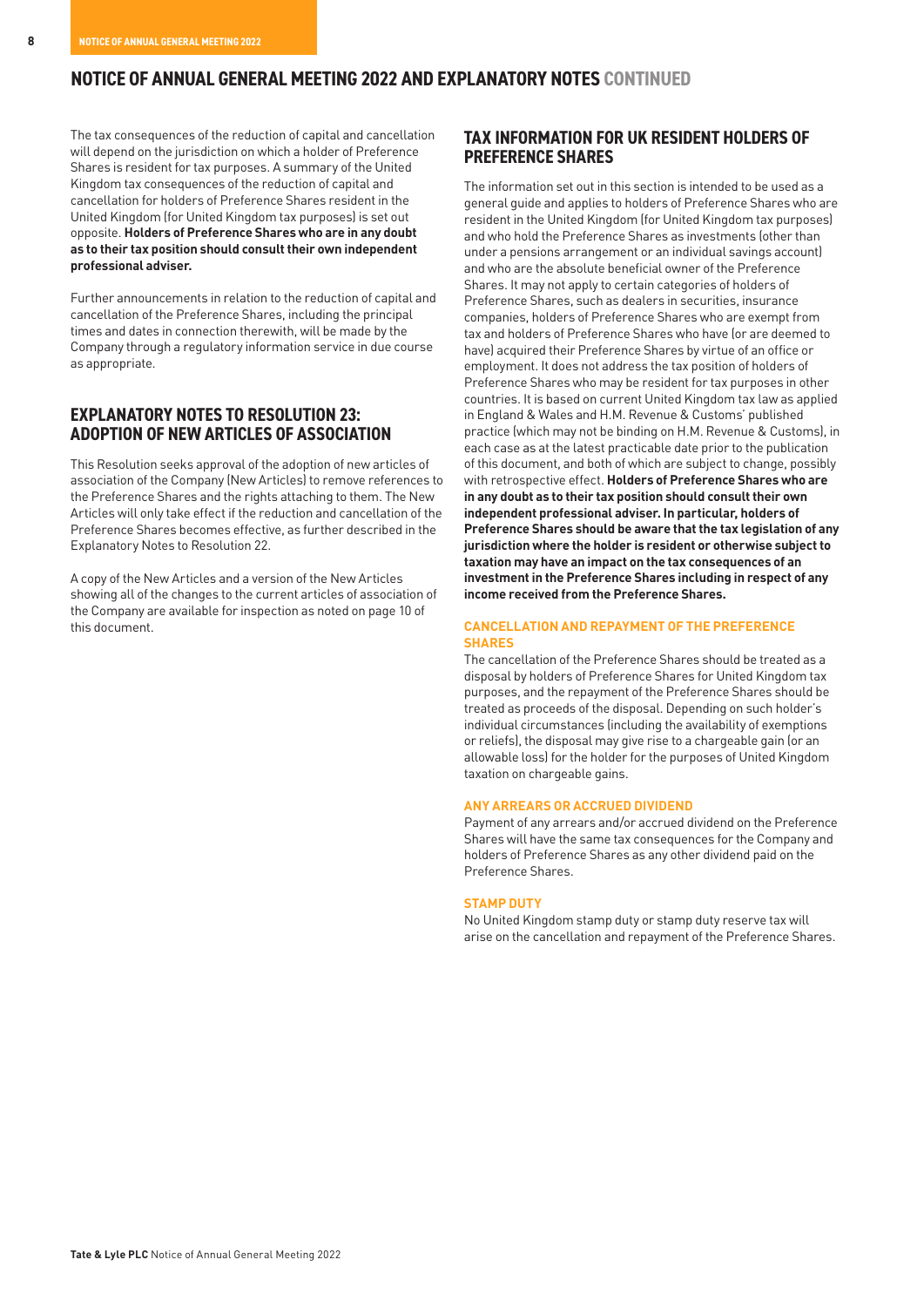## NOTICE OF ANNUAL GENERAL MEETING 2022 AND EXPLANATORY NOTES CONTINUED

The tax consequences of the reduction of capital and cancellation will depend on the jurisdiction on which a holder of Preference Shares is resident for tax purposes. A summary of the United Kingdom tax consequences of the reduction of capital and cancellation for holders of Preference Shares resident in the United Kingdom (for United Kingdom tax purposes) is set out opposite. **Holders of Preference Shares who are in any doubt as to their tax position should consult their own independent professional adviser.**

Further announcements in relation to the reduction of capital and cancellation of the Preference Shares, including the principal times and dates in connection therewith, will be made by the Company through a regulatory information service in due course as appropriate.

## EXPLANATORY NOTES TO RESOLUTION 23: ADOPTION OF NEW ARTICLES OF ASSOCIATION

This Resolution seeks approval of the adoption of new articles of association of the Company (New Articles) to remove references to the Preference Shares and the rights attaching to them. The New Articles will only take effect if the reduction and cancellation of the Preference Shares becomes effective, as further described in the Explanatory Notes to Resolution 22.

A copy of the New Articles and a version of the New Articles showing all of the changes to the current articles of association of the Company are available for inspection as noted on page 10 of this document.

## TAX INFORMATION FOR UK RESIDENT HOLDERS OF PREFERENCE SHARES

The information set out in this section is intended to be used as a general guide and applies to holders of Preference Shares who are resident in the United Kingdom (for United Kingdom tax purposes) and who hold the Preference Shares as investments (other than under a pensions arrangement or an individual savings account) and who are the absolute beneficial owner of the Preference Shares. It may not apply to certain categories of holders of Preference Shares, such as dealers in securities, insurance companies, holders of Preference Shares who are exempt from tax and holders of Preference Shares who have (or are deemed to have) acquired their Preference Shares by virtue of an office or employment. It does not address the tax position of holders of Preference Shares who may be resident for tax purposes in other countries. It is based on current United Kingdom tax law as applied in England & Wales and H.M. Revenue & Customs' published practice (which may not be binding on H.M. Revenue & Customs), in each case as at the latest practicable date prior to the publication of this document, and both of which are subject to change, possibly with retrospective effect. **Holders of Preference Shares who are in any doubt as to their tax position should consult their own independent professional adviser. In particular, holders of Preference Shares should be aware that the tax legislation of any jurisdiction where the holder is resident or otherwise subject to taxation may have an impact on the tax consequences of an investment in the Preference Shares including in respect of any income received from the Preference Shares.**

### CANCELLATION AND REPAYMENT OF THE PREFERENCE SHARES

The cancellation of the Preference Shares should be treated as a disposal by holders of Preference Shares for United Kingdom tax purposes, and the repayment of the Preference Shares should be treated as proceeds of the disposal. Depending on such holder's individual circumstances (including the availability of exemptions or reliefs), the disposal may give rise to a chargeable gain (or an allowable loss) for the holder for the purposes of United Kingdom taxation on chargeable gains.

### ANY ARREARS OR ACCRUED DIVIDEND

Payment of any arrears and/or accrued dividend on the Preference Shares will have the same tax consequences for the Company and holders of Preference Shares as any other dividend paid on the Preference Shares.

### STAMP DUTY

No United Kingdom stamp duty or stamp duty reserve tax will arise on the cancellation and repayment of the Preference Shares.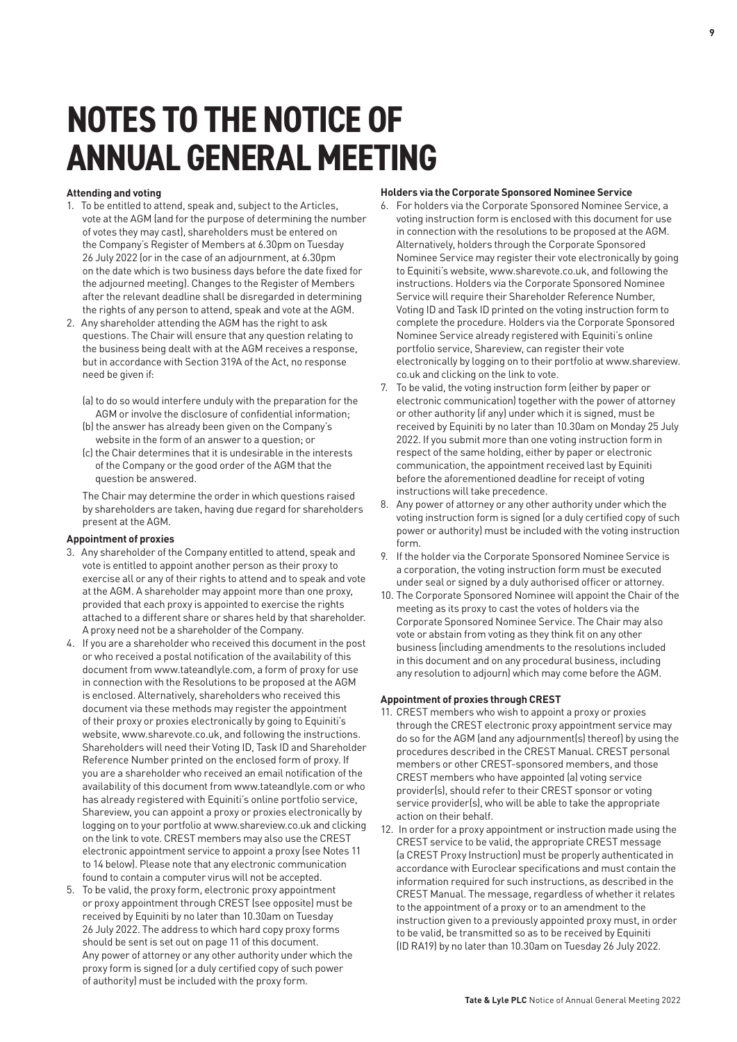# NOTES TO THE NOTICE OF ANNUAL GENERAL MEETING

**Attending and voting**

1. To be entitled to attend, speak and, subject to the Articles, vote at the AGM (and for the purpose of determining the number of votes they may cast), shareholders must be entered on the Company's Register of Members at 6.30pm on Tuesday 26 July 2022 (or in the case of an adjournment, at 6.30pm on the date which is two business days before the date fixed for the adjourned meeting). Changes to the Register of Members after the relevant deadline shall be disregarded in determining the rights of any person to attend, speak and vote at the AGM.
2. Any shareholder attending the AGM has the right to ask questions. The Chair will ensure that any question relating to the business being dealt with at the AGM receives a response, but in accordance with Section 319A of the Act, no response need be given if:

   (a) to do so would interfere unduly with the preparation for the AGM or involve the disclosure of confidential information;
   (b) the answer has already been given on the Company's website in the form of an answer to a question; or
   (c) the Chair determines that it is undesirable in the interests of the Company or the good order of the AGM that the question be answered.

   The Chair may determine the order in which questions raised by shareholders are taken, having due regard for shareholders present at the AGM.

**Appointment of proxies**

3. Any shareholder of the Company entitled to attend, speak and vote is entitled to appoint another person as their proxy to exercise all or any of their rights to attend and to speak and vote at the AGM. A shareholder may appoint more than one proxy, provided that each proxy is appointed to exercise the rights attached to a different share or shares held by that shareholder. A proxy need not be a shareholder of the Company.
4. If you are a shareholder who received this document in the post or who received a postal notification of the availability of this document from www.tateandlyle.com, a form of proxy for use in connection with the Resolutions to be proposed at the AGM is enclosed. Alternatively, shareholders who received this document via these methods may register the appointment of their proxy or proxies electronically by going to Equiniti's website, www.sharevote.co.uk, and following the instructions. Shareholders will need their Voting ID, Task ID and Shareholder Reference Number printed on the enclosed form of proxy. If you are a shareholder who received an email notification of the availability of this document from www.tateandlyle.com or who has already registered with Equiniti's online portfolio service, Shareview, you can appoint a proxy or proxies electronically by logging on to your portfolio at www.shareview.co.uk and clicking on the link to vote. CREST members may also use the CREST electronic appointment service to appoint a proxy (see Notes 11 to 14 below). Please note that any electronic communication found to contain a computer virus will not be accepted.
5. To be valid, the proxy form, electronic proxy appointment or proxy appointment through CREST (see opposite) must be received by Equiniti by no later than 10.30am on Tuesday 26 July 2022. The address to which hard copy proxy forms should be sent is set out on page 11 of this document. Any power of attorney or any other authority under which the proxy form is signed (or a duly certified copy of such power of authority) must be included with the proxy form.

**Holders via the Corporate Sponsored Nominee Service**

6. For holders via the Corporate Sponsored Nominee Service, a voting instruction form is enclosed with this document for use in connection with the resolutions to be proposed at the AGM. Alternatively, holders through the Corporate Sponsored Nominee Service may register their vote electronically by going to Equiniti's website, www.sharevote.co.uk, and following the instructions. Holders via the Corporate Sponsored Nominee Service will require their Shareholder Reference Number, Voting ID and Task ID printed on the voting instruction form to complete the procedure. Holders via the Corporate Sponsored Nominee Service already registered with Equiniti's online portfolio service, Shareview, can register their vote electronically by logging on to their portfolio at www.shareview.co.uk and clicking on the link to vote.
7. To be valid, the voting instruction form (either by paper or electronic communication) together with the power of attorney or other authority (if any) under which it is signed, must be received by Equiniti by no later than 10.30am on Monday 25 July 2022. If you submit more than one voting instruction form in respect of the same holding, either by paper or electronic communication, the appointment received last by Equiniti before the aforementioned deadline for receipt of voting instructions will take precedence.
8. Any power of attorney or any other authority under which the voting instruction form is signed (or a duly certified copy of such power or authority) must be included with the voting instruction form.
9. If the holder via the Corporate Sponsored Nominee Service is a corporation, the voting instruction form must be executed under seal or signed by a duly authorised officer or attorney.
10. The Corporate Sponsored Nominee will appoint the Chair of the meeting as its proxy to cast the votes of holders via the Corporate Sponsored Nominee Service. The Chair may also vote or abstain from voting as they think fit on any other business (including amendments to the resolutions included in this document and on any procedural business, including any resolution to adjourn) which may come before the AGM.

**Appointment of proxies through CREST**

11. CREST members who wish to appoint a proxy or proxies through the CREST electronic proxy appointment service may do so for the AGM (and any adjournment(s) thereof) by using the procedures described in the CREST Manual. CREST personal members or other CREST-sponsored members, and those CREST members who have appointed (a) voting service provider(s), should refer to their CREST sponsor or voting service provider(s), who will be able to take the appropriate action on their behalf.
12. In order for a proxy appointment or instruction made using the CREST service to be valid, the appropriate CREST message (a CREST Proxy Instruction) must be properly authenticated in accordance with Euroclear specifications and must contain the information required for such instructions, as described in the CREST Manual. The message, regardless of whether it relates to the appointment of a proxy or to an amendment to the instruction given to a previously appointed proxy must, in order to be valid, be transmitted so as to be received by Equiniti (ID RA19) by no later than 10.30am on Tuesday 26 July 2022.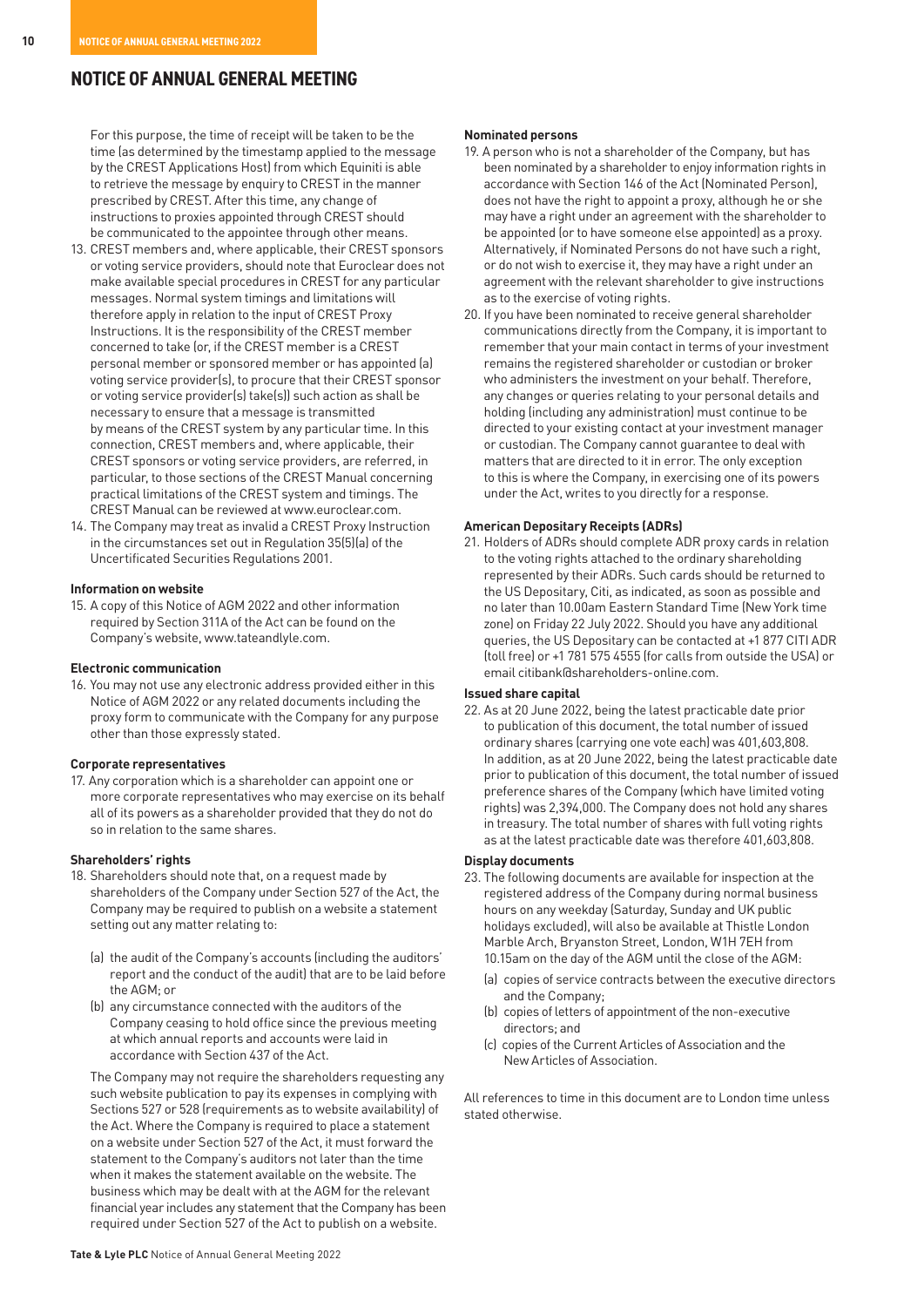# NOTICE OF ANNUAL GENERAL MEETING

For this purpose, the time of receipt will be taken to be the time (as determined by the timestamp applied to the message by the CREST Applications Host) from which Equiniti is able to retrieve the message by enquiry to CREST in the manner prescribed by CREST. After this time, any change of instructions to proxies appointed through CREST should be communicated to the appointee through other means.

13. CREST members and, where applicable, their CREST sponsors or voting service providers, should note that Euroclear does not make available special procedures in CREST for any particular messages. Normal system timings and limitations will therefore apply in relation to the input of CREST Proxy Instructions. It is the responsibility of the CREST member concerned to take (or, if the CREST member is a CREST personal member or sponsored member or has appointed (a) voting service provider(s), to procure that their CREST sponsor or voting service provider(s) take(s)) such action as shall be necessary to ensure that a message is transmitted by means of the CREST system by any particular time. In this connection, CREST members and, where applicable, their CREST sponsors or voting service providers, are referred, in particular, to those sections of the CREST Manual concerning practical limitations of the CREST system and timings. The CREST Manual can be reviewed at www.euroclear.com.
14. The Company may treat as invalid a CREST Proxy Instruction in the circumstances set out in Regulation 35(5)(a) of the Uncertificated Securities Regulations 2001.

**Information on website**

15. A copy of this Notice of AGM 2022 and other information required by Section 311A of the Act can be found on the Company's website, www.tateandlyle.com.

**Electronic communication**

16. You may not use any electronic address provided either in this Notice of AGM 2022 or any related documents including the proxy form to communicate with the Company for any purpose other than those expressly stated.

**Corporate representatives**

17. Any corporation which is a shareholder can appoint one or more corporate representatives who may exercise on its behalf all of its powers as a shareholder provided that they do not do so in relation to the same shares.

**Shareholders' rights**

18. Shareholders should note that, on a request made by shareholders of the Company under Section 527 of the Act, the Company may be required to publish on a website a statement setting out any matter relating to:

    (a) the audit of the Company's accounts (including the auditors' report and the conduct of the audit) that are to be laid before the AGM; or

    (b) any circumstance connected with the auditors of the Company ceasing to hold office since the previous meeting at which annual reports and accounts were laid in accordance with Section 437 of the Act.

    The Company may not require the shareholders requesting any such website publication to pay its expenses in complying with Sections 527 or 528 (requirements as to website availability) of the Act. Where the Company is required to place a statement on a website under Section 527 of the Act, it must forward the statement to the Company's auditors not later than the time when it makes the statement available on the website. The business which may be dealt with at the AGM for the relevant financial year includes any statement that the Company has been required under Section 527 of the Act to publish on a website.

**Nominated persons**

19. A person who is not a shareholder of the Company, but has been nominated by a shareholder to enjoy information rights in accordance with Section 146 of the Act (Nominated Person), does not have the right to appoint a proxy, although he or she may have a right under an agreement with the shareholder to be appointed (or to have someone else appointed) as a proxy. Alternatively, if Nominated Persons do not have such a right, or do not wish to exercise it, they may have a right under an agreement with the relevant shareholder to give instructions as to the exercise of voting rights.
20. If you have been nominated to receive general shareholder communications directly from the Company, it is important to remember that your main contact in terms of your investment remains the registered shareholder or custodian or broker who administers the investment on your behalf. Therefore, any changes or queries relating to your personal details and holding (including any administration) must continue to be directed to your existing contact at your investment manager or custodian. The Company cannot guarantee to deal with matters that are directed to it in error. The only exception to this is where the Company, in exercising one of its powers under the Act, writes to you directly for a response.

**American Depositary Receipts (ADRs)**

21. Holders of ADRs should complete ADR proxy cards in relation to the voting rights attached to the ordinary shareholding represented by their ADRs. Such cards should be returned to the US Depositary, Citi, as indicated, as soon as possible and no later than 10.00am Eastern Standard Time (New York time zone) on Friday 22 July 2022. Should you have any additional queries, the US Depositary can be contacted at +1 877 CITI ADR (toll free) or +1 781 575 4555 (for calls from outside the USA) or email citibank@shareholders-online.com.

**Issued share capital**

22. As at 20 June 2022, being the latest practicable date prior to publication of this document, the total number of issued ordinary shares (carrying one vote each) was 401,603,808. In addition, as at 20 June 2022, being the latest practicable date prior to publication of this document, the total number of issued preference shares of the Company (which have limited voting rights) was 2,394,000. The Company does not hold any shares in treasury. The total number of shares with full voting rights as at the latest practicable date was therefore 401,603,808.

**Display documents**

23. The following documents are available for inspection at the registered address of the Company during normal business hours on any weekday (Saturday, Sunday and UK public holidays excluded), will also be available at Thistle London Marble Arch, Bryanston Street, London, W1H 7EH from 10.15am on the day of the AGM until the close of the AGM:

    (a) copies of service contracts between the executive directors and the Company;

    (b) copies of letters of appointment of the non-executive directors; and

    (c) copies of the Current Articles of Association and the New Articles of Association.

All references to time in this document are to London time unless stated otherwise.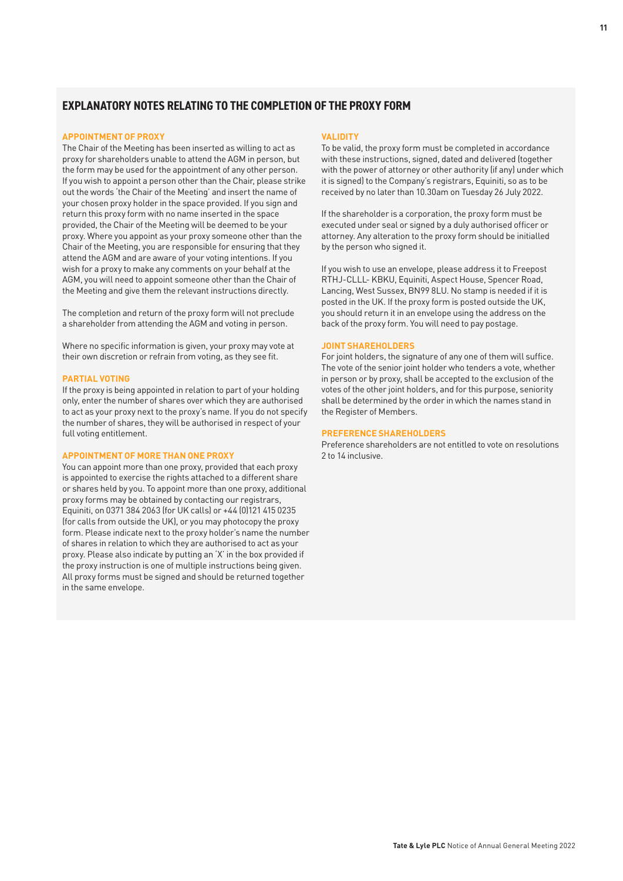## EXPLANATORY NOTES RELATING TO THE COMPLETION OF THE PROXY FORM

### APPOINTMENT OF PROXY

The Chair of the Meeting has been inserted as willing to act as proxy for shareholders unable to attend the AGM in person, but the form may be used for the appointment of any other person. If you wish to appoint a person other than the Chair, please strike out the words 'the Chair of the Meeting' and insert the name of your chosen proxy holder in the space provided. If you sign and return this proxy form with no name inserted in the space provided, the Chair of the Meeting will be deemed to be your proxy. Where you appoint as your proxy someone other than the Chair of the Meeting, you are responsible for ensuring that they attend the AGM and are aware of your voting intentions. If you wish for a proxy to make any comments on your behalf at the AGM, you will need to appoint someone other than the Chair of the Meeting and give them the relevant instructions directly.

The completion and return of the proxy form will not preclude a shareholder from attending the AGM and voting in person.

Where no specific information is given, your proxy may vote at their own discretion or refrain from voting, as they see fit.

### PARTIAL VOTING

If the proxy is being appointed in relation to part of your holding only, enter the number of shares over which they are authorised to act as your proxy next to the proxy's name. If you do not specify the number of shares, they will be authorised in respect of your full voting entitlement.

### APPOINTMENT OF MORE THAN ONE PROXY

You can appoint more than one proxy, provided that each proxy is appointed to exercise the rights attached to a different share or shares held by you. To appoint more than one proxy, additional proxy forms may be obtained by contacting our registrars, Equiniti, on 0371 384 2063 (for UK calls) or +44 (0)121 415 0235 (for calls from outside the UK), or you may photocopy the proxy form. Please indicate next to the proxy holder's name the number of shares in relation to which they are authorised to act as your proxy. Please also indicate by putting an 'X' in the box provided if the proxy instruction is one of multiple instructions being given. All proxy forms must be signed and should be returned together in the same envelope.

### VALIDITY

To be valid, the proxy form must be completed in accordance with these instructions, signed, dated and delivered (together with the power of attorney or other authority (if any) under which it is signed) to the Company's registrars, Equiniti, so as to be received by no later than 10.30am on Tuesday 26 July 2022.

If the shareholder is a corporation, the proxy form must be executed under seal or signed by a duly authorised officer or attorney. Any alteration to the proxy form should be initialled by the person who signed it.

If you wish to use an envelope, please address it to Freepost RTHJ-CLLL- KBKU, Equiniti, Aspect House, Spencer Road, Lancing, West Sussex, BN99 8LU. No stamp is needed if it is posted in the UK. If the proxy form is posted outside the UK, you should return it in an envelope using the address on the back of the proxy form. You will need to pay postage.

### JOINT SHAREHOLDERS

For joint holders, the signature of any one of them will suffice. The vote of the senior joint holder who tenders a vote, whether in person or by proxy, shall be accepted to the exclusion of the votes of the other joint holders, and for this purpose, seniority shall be determined by the order in which the names stand in the Register of Members.

### PREFERENCE SHAREHOLDERS

Preference shareholders are not entitled to vote on resolutions 2 to 14 inclusive.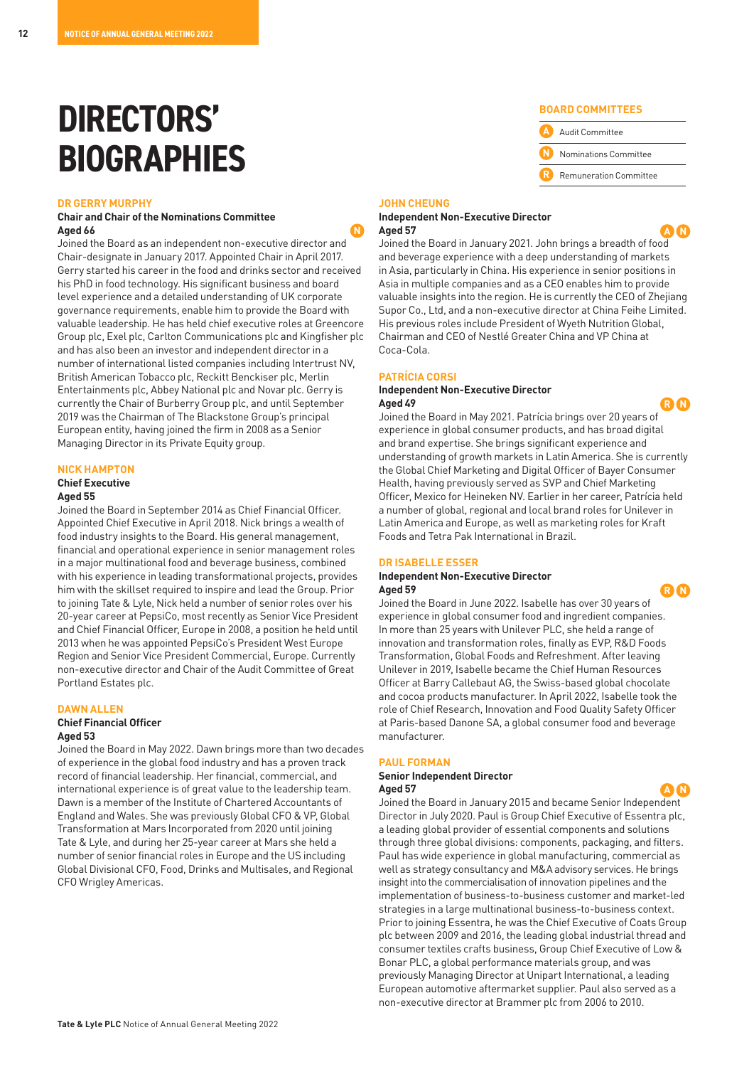# DIRECTORS' BIOGRAPHIES

**BOARD COMMITTEES**

- A Audit Committee
- N Nominations Committee
- R Remuneration Committee

### DR GERRY MURPHY

**Chair and Chair of the Nominations Committee**
**Aged 66** N

Joined the Board as an independent non-executive director and Chair-designate in January 2017. Appointed Chair in April 2017. Gerry started his career in the food and drinks sector and received his PhD in food technology. His significant business and board level experience and a detailed understanding of UK corporate governance requirements, enable him to provide the Board with valuable leadership. He has held chief executive roles at Greencore Group plc, Exel plc, Carlton Communications plc and Kingfisher plc and has also been an investor and independent director in a number of international listed companies including Intertrust NV, British American Tobacco plc, Reckitt Benckiser plc, Merlin Entertainments plc, Abbey National plc and Novar plc. Gerry is currently the Chair of Burberry Group plc, and until September 2019 was the Chairman of The Blackstone Group's principal European entity, having joined the firm in 2008 as a Senior Managing Director in its Private Equity group.

### NICK HAMPTON

**Chief Executive**
**Aged 55**

Joined the Board in September 2014 as Chief Financial Officer. Appointed Chief Executive in April 2018. Nick brings a wealth of food industry insights to the Board. His general management, financial and operational experience in senior management roles in a major multinational food and beverage business, combined with his experience in leading transformational projects, provides him with the skillset required to inspire and lead the Group. Prior to joining Tate & Lyle, Nick held a number of senior roles over his 20-year career at PepsiCo, most recently as Senior Vice President and Chief Financial Officer, Europe in 2008, a position he held until 2013 when he was appointed PepsiCo's President West Europe Region and Senior Vice President Commercial, Europe. Currently non-executive director and Chair of the Audit Committee of Great Portland Estates plc.

### DAWN ALLEN

**Chief Financial Officer**
**Aged 53**

Joined the Board in May 2022. Dawn brings more than two decades of experience in the global food industry and has a proven track record of financial leadership. Her financial, commercial, and international experience is of great value to the leadership team. Dawn is a member of the Institute of Chartered Accountants of England and Wales. She was previously Global CFO & VP, Global Transformation at Mars Incorporated from 2020 until joining Tate & Lyle, and during her 25-year career at Mars she held a number of senior financial roles in Europe and the US including Global Divisional CFO, Food, Drinks and Multisales, and Regional CFO Wrigley Americas.

### JOHN CHEUNG

**Independent Non-Executive Director**
**Aged 57** A N

Joined the Board in January 2021. John brings a breadth of food and beverage experience with a deep understanding of markets in Asia, particularly in China. His experience in senior positions in Asia in multiple companies and as a CEO enables him to provide valuable insights into the region. He is currently the CEO of Zhejiang Supor Co., Ltd, and a non-executive director at China Feihe Limited. His previous roles include President of Wyeth Nutrition Global, Chairman and CEO of Nestlé Greater China and VP China at Coca-Cola.

### PATRÍCIA CORSI

**Independent Non-Executive Director**
**Aged 49** R N

Joined the Board in May 2021. Patrícia brings over 20 years of experience in global consumer products, and has broad digital and brand expertise. She brings significant experience and understanding of growth markets in Latin America. She is currently the Global Chief Marketing and Digital Officer of Bayer Consumer Health, having previously served as SVP and Chief Marketing Officer, Mexico for Heineken NV. Earlier in her career, Patrícia held a number of global, regional and local brand roles for Unilever in Latin America and Europe, as well as marketing roles for Kraft Foods and Tetra Pak International in Brazil.

### DR ISABELLE ESSER

**Independent Non-Executive Director**
**Aged 59** R N

Joined the Board in June 2022. Isabelle has over 30 years of experience in global consumer food and ingredient companies. In more than 25 years with Unilever PLC, she held a range of innovation and transformation roles, finally as EVP, R&D Foods Transformation, Global Foods and Refreshment. After leaving Unilever in 2019, Isabelle became the Chief Human Resources Officer at Barry Callebaut AG, the Swiss-based global chocolate and cocoa products manufacturer. In April 2022, Isabelle took the role of Chief Research, Innovation and Food Quality Safety Officer at Paris-based Danone SA, a global consumer food and beverage manufacturer.

### PAUL FORMAN

**Senior Independent Director**
**Aged 57** A N

Joined the Board in January 2015 and became Senior Independent Director in July 2020. Paul is Group Chief Executive of Essentra plc, a leading global provider of essential components and solutions through three global divisions: components, packaging, and filters. Paul has wide experience in global manufacturing, commercial as well as strategy consultancy and M&A advisory services. He brings insight into the commercialisation of innovation pipelines and the implementation of business-to-business customer and market-led strategies in a large multinational business-to-business context. Prior to joining Essentra, he was the Chief Executive of Coats Group plc between 2009 and 2016, the leading global industrial thread and consumer textiles crafts business, Group Chief Executive of Low & Bonar PLC, a global performance materials group, and was previously Managing Director at Unipart International, a leading European automotive aftermarket supplier. Paul also served as a non-executive director at Brammer plc from 2006 to 2010.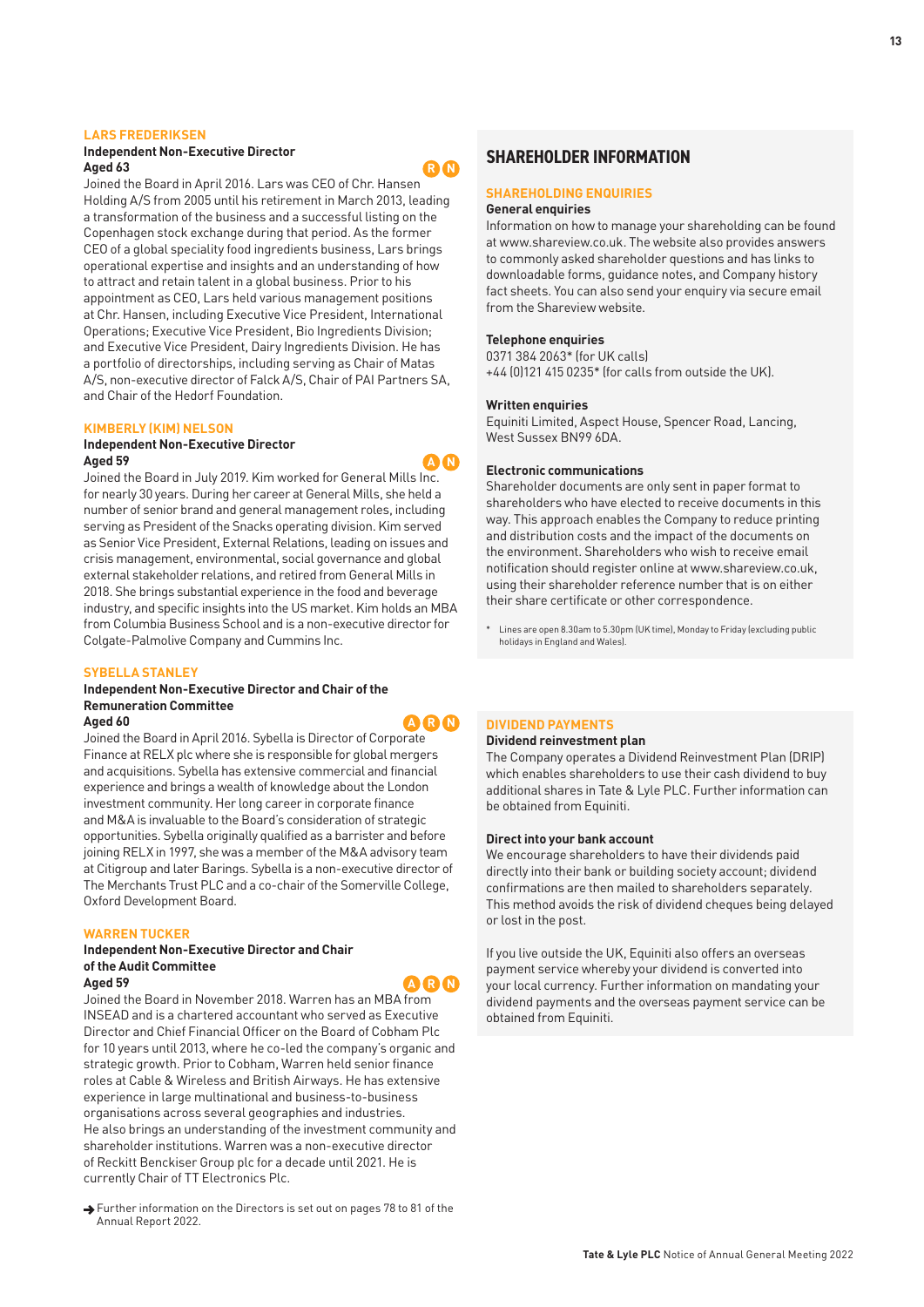### LARS FREDERIKSEN

**Independent Non-Executive Director**
**Aged 63**

R N

Joined the Board in April 2016. Lars was CEO of Chr. Hansen Holding A/S from 2005 until his retirement in March 2013, leading a transformation of the business and a successful listing on the Copenhagen stock exchange during that period. As the former CEO of a global speciality food ingredients business, Lars brings operational expertise and insights and an understanding of how to attract and retain talent in a global business. Prior to his appointment as CEO, Lars held various management positions at Chr. Hansen, including Executive Vice President, International Operations; Executive Vice President, Bio Ingredients Division; and Executive Vice President, Dairy Ingredients Division. He has a portfolio of directorships, including serving as Chair of Matas A/S, non-executive director of Falck A/S, Chair of PAI Partners SA, and Chair of the Hedorf Foundation.

### KIMBERLY (KIM) NELSON

**Independent Non-Executive Director**
**Aged 59**

A N

Joined the Board in July 2019. Kim worked for General Mills Inc. for nearly 30 years. During her career at General Mills, she held a number of senior brand and general management roles, including serving as President of the Snacks operating division. Kim served as Senior Vice President, External Relations, leading on issues and crisis management, environmental, social governance and global external stakeholder relations, and retired from General Mills in 2018. She brings substantial experience in the food and beverage industry, and specific insights into the US market. Kim holds an MBA from Columbia Business School and is a non-executive director for Colgate-Palmolive Company and Cummins Inc.

### SYBELLA STANLEY

**Independent Non-Executive Director and Chair of the Remuneration Committee**
**Aged 60**

A R N

Joined the Board in April 2016. Sybella is Director of Corporate Finance at RELX plc where she is responsible for global mergers and acquisitions. Sybella has extensive commercial and financial experience and brings a wealth of knowledge about the London investment community. Her long career in corporate finance and M&A is invaluable to the Board's consideration of strategic opportunities. Sybella originally qualified as a barrister and before joining RELX in 1997, she was a member of the M&A advisory team at Citigroup and later Barings. Sybella is a non-executive director of The Merchants Trust PLC and a co-chair of the Somerville College, Oxford Development Board.

### WARREN TUCKER

**Independent Non-Executive Director and Chair of the Audit Committee**
**Aged 59**

A R N

Joined the Board in November 2018. Warren has an MBA from INSEAD and is a chartered accountant who served as Executive Director and Chief Financial Officer on the Board of Cobham Plc for 10 years until 2013, where he co-led the company's organic and strategic growth. Prior to Cobham, Warren held senior finance roles at Cable & Wireless and British Airways. He has extensive experience in large multinational and business-to-business organisations across several geographies and industries. He also brings an understanding of the investment community and shareholder institutions. Warren was a non-executive director of Reckitt Benckiser Group plc for a decade until 2021. He is currently Chair of TT Electronics Plc.

→ Further information on the Directors is set out on pages 78 to 81 of the Annual Report 2022.

## SHAREHOLDER INFORMATION

### SHAREHOLDING ENQUIRIES

**General enquiries**

Information on how to manage your shareholding can be found at www.shareview.co.uk. The website also provides answers to commonly asked shareholder questions and has links to downloadable forms, guidance notes, and Company history fact sheets. You can also send your enquiry via secure email from the Shareview website.

**Telephone enquiries**

0371 384 2063* (for UK calls)
+44 (0)121 415 0235* (for calls from outside the UK).

**Written enquiries**

Equiniti Limited, Aspect House, Spencer Road, Lancing, West Sussex BN99 6DA.

**Electronic communications**

Shareholder documents are only sent in paper format to shareholders who have elected to receive documents in this way. This approach enables the Company to reduce printing and distribution costs and the impact of the documents on the environment. Shareholders who wish to receive email notification should register online at www.shareview.co.uk, using their shareholder reference number that is on either their share certificate or other correspondence.

* Lines are open 8.30am to 5.30pm (UK time), Monday to Friday (excluding public holidays in England and Wales).

### DIVIDEND PAYMENTS

**Dividend reinvestment plan**

The Company operates a Dividend Reinvestment Plan (DRIP) which enables shareholders to use their cash dividend to buy additional shares in Tate & Lyle PLC. Further information can be obtained from Equiniti.

**Direct into your bank account**

We encourage shareholders to have their dividends paid directly into their bank or building society account; dividend confirmations are then mailed to shareholders separately. This method avoids the risk of dividend cheques being delayed or lost in the post.

If you live outside the UK, Equiniti also offers an overseas payment service whereby your dividend is converted into your local currency. Further information on mandating your dividend payments and the overseas payment service can be obtained from Equiniti.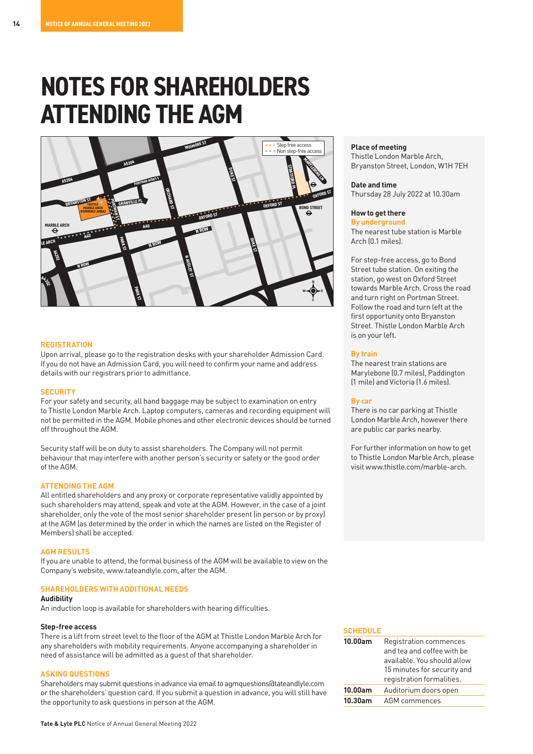# NOTES FOR SHAREHOLDERS ATTENDING THE AGM

### REGISTRATION

Upon arrival, please go to the registration desks with your shareholder Admission Card. If you do not have an Admission Card, you will need to confirm your name and address details with our registrars prior to admittance.

### SECURITY

For your safety and security, all hand baggage may be subject to examination on entry to Thistle London Marble Arch. Laptop computers, cameras and recording equipment will not be permitted in the AGM. Mobile phones and other electronic devices should be turned off throughout the AGM.

Security staff will be on duty to assist shareholders. The Company will not permit behaviour that may interfere with another person's security or safety or the good order of the AGM.

### ATTENDING THE AGM

All entitled shareholders and any proxy or corporate representative validly appointed by such shareholders may attend, speak and vote at the AGM. However, in the case of a joint shareholder, only the vote of the most senior shareholder present (in person or by proxy) at the AGM (as determined by the order in which the names are listed on the Register of Members) shall be accepted.

### AGM RESULTS

If you are unable to attend, the formal business of the AGM will be available to view on the Company's website, www.tateandlyle.com, after the AGM.

### SHAREHOLDERS WITH ADDITIONAL NEEDS

**Audibility**

An induction loop is available for shareholders with hearing difficulties.

**Step-free access**

There is a lift from street level to the floor of the AGM at Thistle London Marble Arch for any shareholders with mobility requirements. Anyone accompanying a shareholder in need of assistance will be admitted as a guest of that shareholder.

### ASKING QUESTIONS

Shareholders may submit questions in advance via email to agmquestions@tateandlyle.com or the shareholders' question card. If you submit a question in advance, you will still have the opportunity to ask questions in person at the AGM.

**Place of meeting**
Thistle London Marble Arch, Bryanston Street, London, W1H 7EH

**Date and time**
Thursday 28 July 2022 at 10.30am

**How to get there**

**By underground**

The nearest tube station is Marble Arch (0.1 miles).

For step-free access, go to Bond Street tube station. On exiting the station, go west on Oxford Street towards Marble Arch. Cross the road and turn right on Portman Street. Follow the road and turn left at the first opportunity onto Bryanston Street. Thistle London Marble Arch is on your left.

**By train**

The nearest train stations are Marylebone (0.7 miles), Paddington (1 mile) and Victoria (1.6 miles).

**By car**

There is no car parking at Thistle London Marble Arch, however there are public car parks nearby.

For further information on how to get to Thistle London Marble Arch, please visit www.thistle.com/marble-arch.

### SCHEDULE

| | |
|---|---|
| **10.00am** | Registration commences and tea and coffee with be available. You should allow 15 minutes for security and registration formalities. |
| **10.00am** | Auditorium doors open |
| **10.30am** | AGM commences |